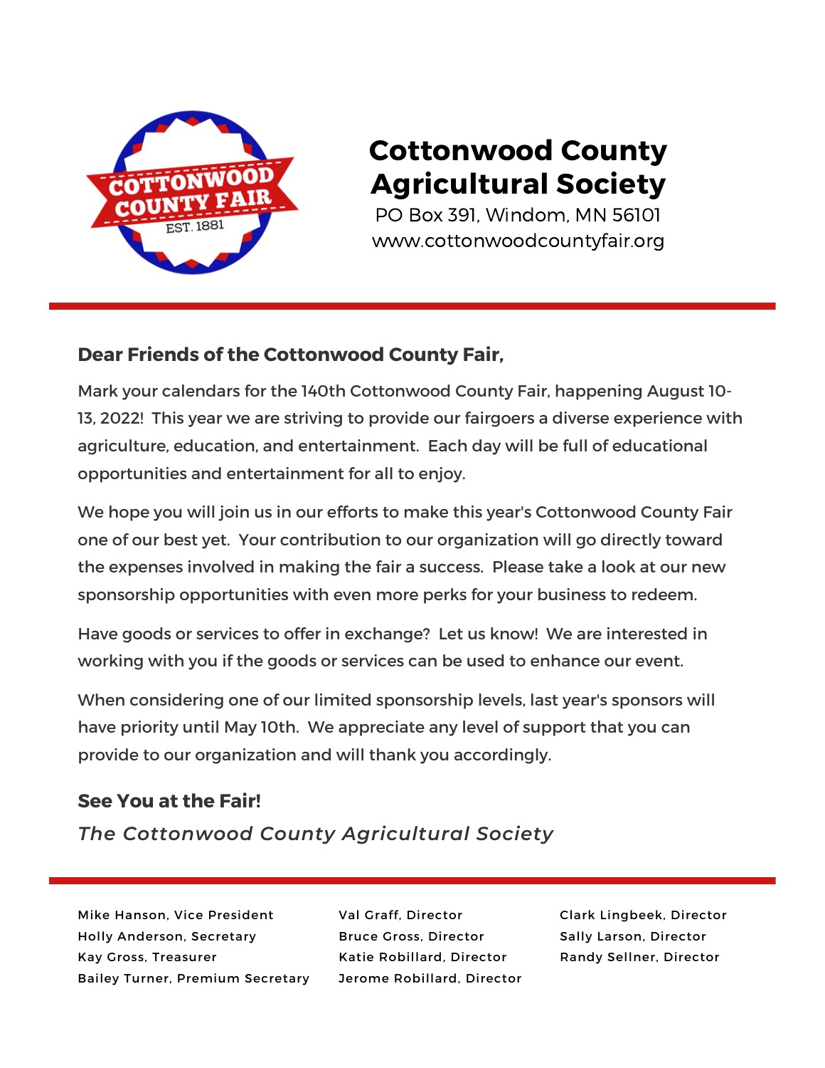# Cottonwood County Agricultural Society

PO Box 391, Windom, MN 56101
www.cottonwoodcountyfair.org

**Dear Friends of the Cottonwood County Fair,**

Mark your calendars for the 140th Cottonwood County Fair, happening August 10-13, 2022! This year we are striving to provide our fairgoers a diverse experience with agriculture, education, and entertainment. Each day will be full of educational opportunities and entertainment for all to enjoy.

We hope you will join us in our efforts to make this year's Cottonwood County Fair one of our best yet. Your contribution to our organization will go directly toward the expenses involved in making the fair a success. Please take a look at our new sponsorship opportunities with even more perks for your business to redeem.

Have goods or services to offer in exchange? Let us know! We are interested in working with you if the goods or services can be used to enhance our event.

When considering one of our limited sponsorship levels, last year's sponsors will have priority until May 10th. We appreciate any level of support that you can provide to our organization and will thank you accordingly.

**See You at the Fair!**

*The Cottonwood County Agricultural Society*

Mike Hanson, Vice President
Holly Anderson, Secretary
Kay Gross, Treasurer
Bailey Turner, Premium Secretary
Val Graff, Director
Bruce Gross, Director
Katie Robillard, Director
Jerome Robillard, Director
Clark Lingbeek, Director
Sally Larson, Director
Randy Sellner, Director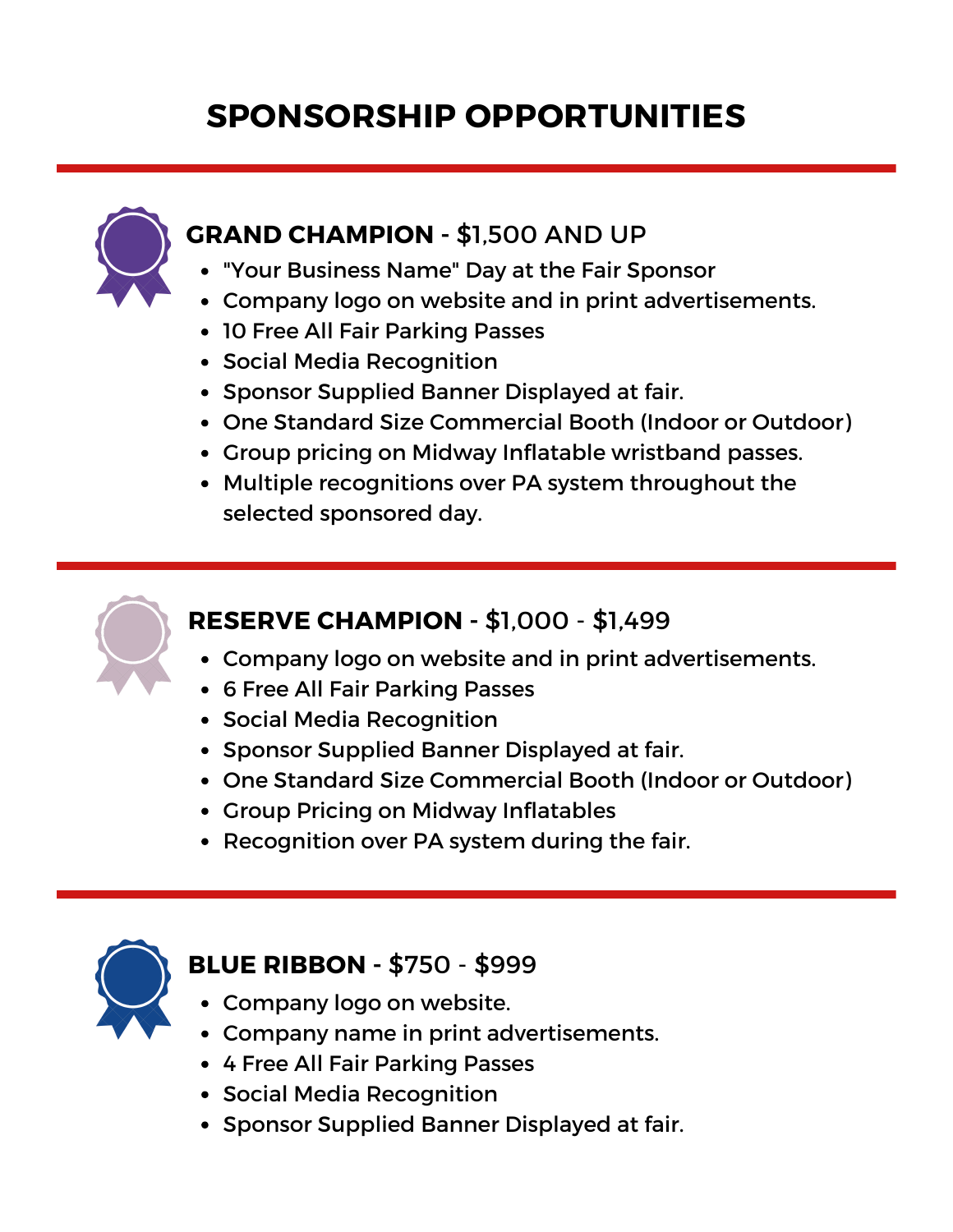# SPONSORSHIP OPPORTUNITIES

---

## **GRAND CHAMPION** - $1,500 AND UP

- "Your Business Name" Day at the Fair Sponsor
- Company logo on website and in print advertisements.
- 10 Free All Fair Parking Passes
- Social Media Recognition
- Sponsor Supplied Banner Displayed at fair.
- One Standard Size Commercial Booth (Indoor or Outdoor)
- Group pricing on Midway Inflatable wristband passes.
- Multiple recognitions over PA system throughout the selected sponsored day.

---

## **RESERVE CHAMPION** - $1,000 - $1,499

- Company logo on website and in print advertisements.
- 6 Free All Fair Parking Passes
- Social Media Recognition
- Sponsor Supplied Banner Displayed at fair.
- One Standard Size Commercial Booth (Indoor or Outdoor)
- Group Pricing on Midway Inflatables
- Recognition over PA system during the fair.

---

## **BLUE RIBBON** - $750 - $999

- Company logo on website.
- Company name in print advertisements.
- 4 Free All Fair Parking Passes
- Social Media Recognition
- Sponsor Supplied Banner Displayed at fair.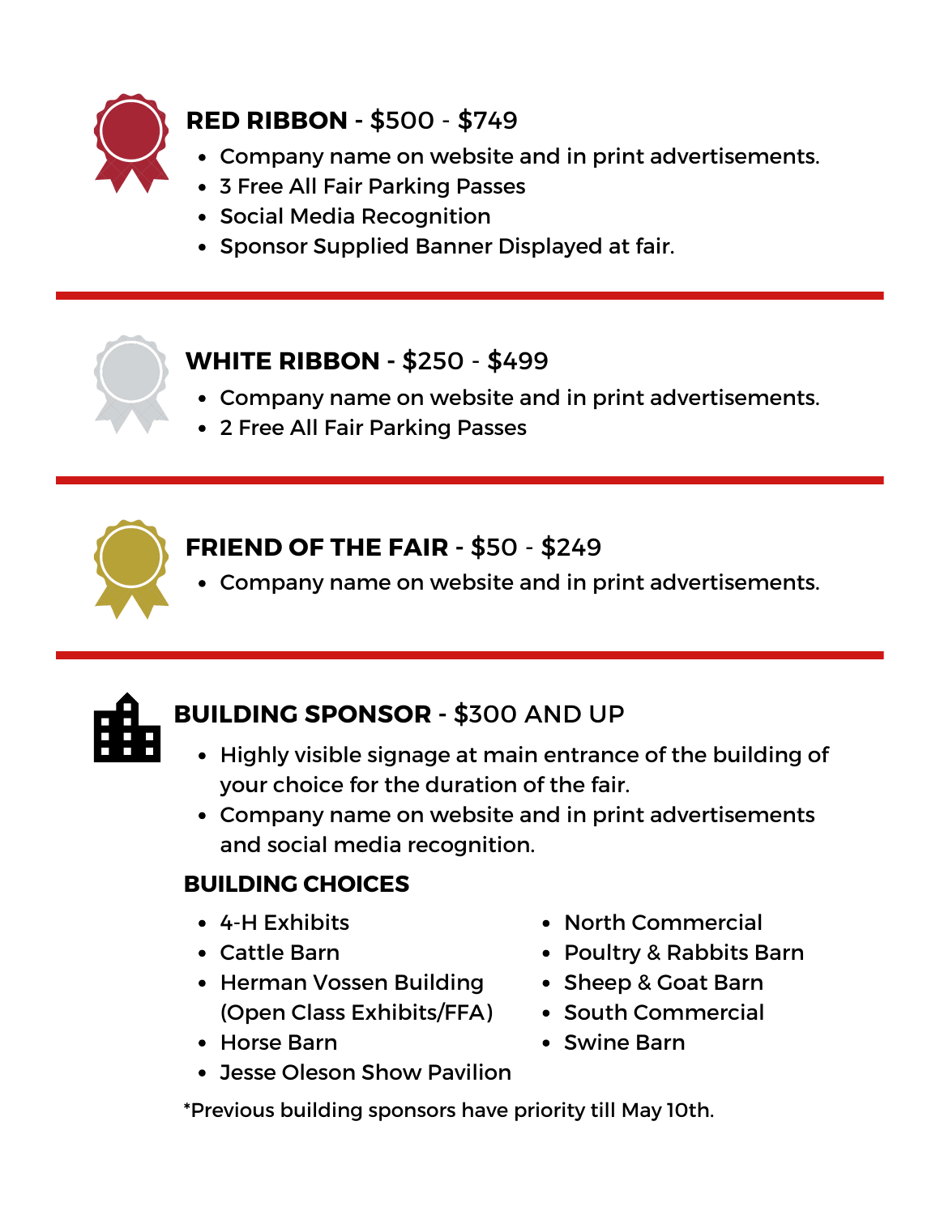## **RED RIBBON** - $500 - $749

- Company name on website and in print advertisements.
- 3 Free All Fair Parking Passes
- Social Media Recognition
- Sponsor Supplied Banner Displayed at fair.

---

## **WHITE RIBBON** - $250 - $499

- Company name on website and in print advertisements.
- 2 Free All Fair Parking Passes

---

## **FRIEND OF THE FAIR** - $50 - $249

- Company name on website and in print advertisements.

---

## **BUILDING SPONSOR** - $300 AND UP

- Highly visible signage at main entrance of the building of your choice for the duration of the fair.
- Company name on website and in print advertisements and social media recognition.

### BUILDING CHOICES

- 4-H Exhibits
- Cattle Barn
- Herman Vossen Building (Open Class Exhibits/FFA)
- Horse Barn
- Jesse Oleson Show Pavilion
- North Commercial
- Poultry & Rabbits Barn
- Sheep & Goat Barn
- South Commercial
- Swine Barn

*Previous building sponsors have priority till May 10th.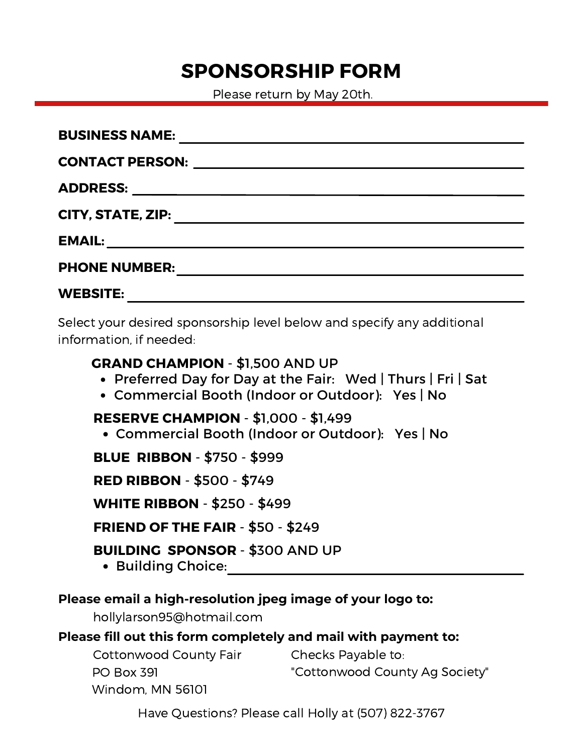# SPONSORSHIP FORM

Please return by May 20th.

**BUSINESS NAME:** ____________________________________________

**CONTACT PERSON:** ____________________________________________

**ADDRESS:** ____________________________________________

**CITY, STATE, ZIP:** ____________________________________________

**EMAIL:** ____________________________________________

**PHONE NUMBER:** ____________________________________________

**WEBSITE:** ____________________________________________

Select your desired sponsorship level below and specify any additional information, if needed:

**GRAND CHAMPION** - $1,500 AND UP
- Preferred Day for Day at the Fair: Wed | Thurs | Fri | Sat
- Commercial Booth (Indoor or Outdoor): Yes | No

**RESERVE CHAMPION** - $1,000 - $1,499
- Commercial Booth (Indoor or Outdoor): Yes | No

**BLUE RIBBON** - $750 - $999

**RED RIBBON** - $500 - $749

**WHITE RIBBON** - $250 - $499

**FRIEND OF THE FAIR** - $50 - $249

**BUILDING SPONSOR** - $300 AND UP
- Building Choice: ____________________________________________

**Please email a high-resolution jpeg image of your logo to:**

hollylarson95@hotmail.com

**Please fill out this form completely and mail with payment to:**

Cottonwood County Fair
PO Box 391
Windom, MN 56101

Checks Payable to:
"Cottonwood County Ag Society"

Have Questions? Please call Holly at (507) 822-3767